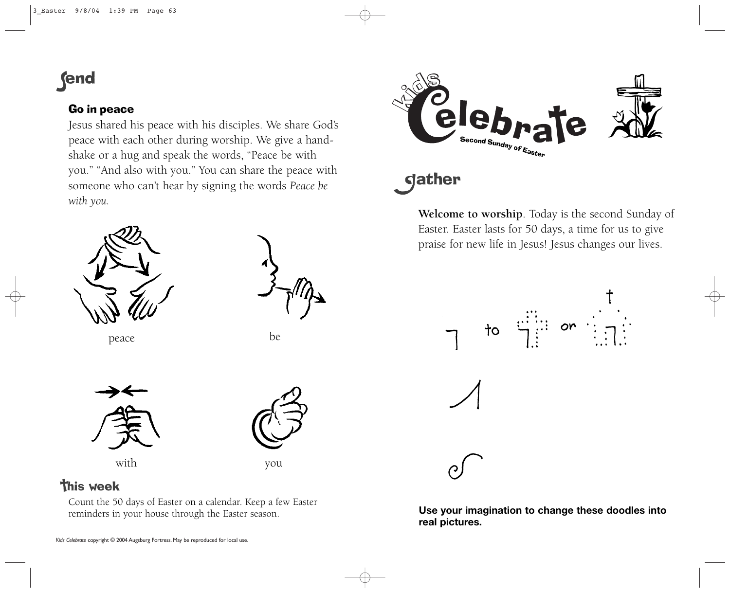# Send

## Go in peace

Jesus shared his peace with his disciples. We share God's peace with each other during worship. We give a handshake or a hug and speak the words, "Peace be with you." "And also with you." You can share the peace with someone who can't hear by signing the words *Peace be with you.*

peace

be

with

you

## This week

Count the 50 days of Easter on a calendar. Keep a few Easter reminders in your house through the Easter season.

*Kids Celebrate* copyright © 2004 Augsburg Fortress. May be reproduced for local use.

# Kids Celebrate

Second Sunday of Easter

# Gather

**Welcome to worship**. Today is the second Sunday of Easter. Easter lasts for 50 days, a time for us to give praise for new life in Jesus! Jesus changes our lives.

to or

**Use your imagination to change these doodles into real pictures.**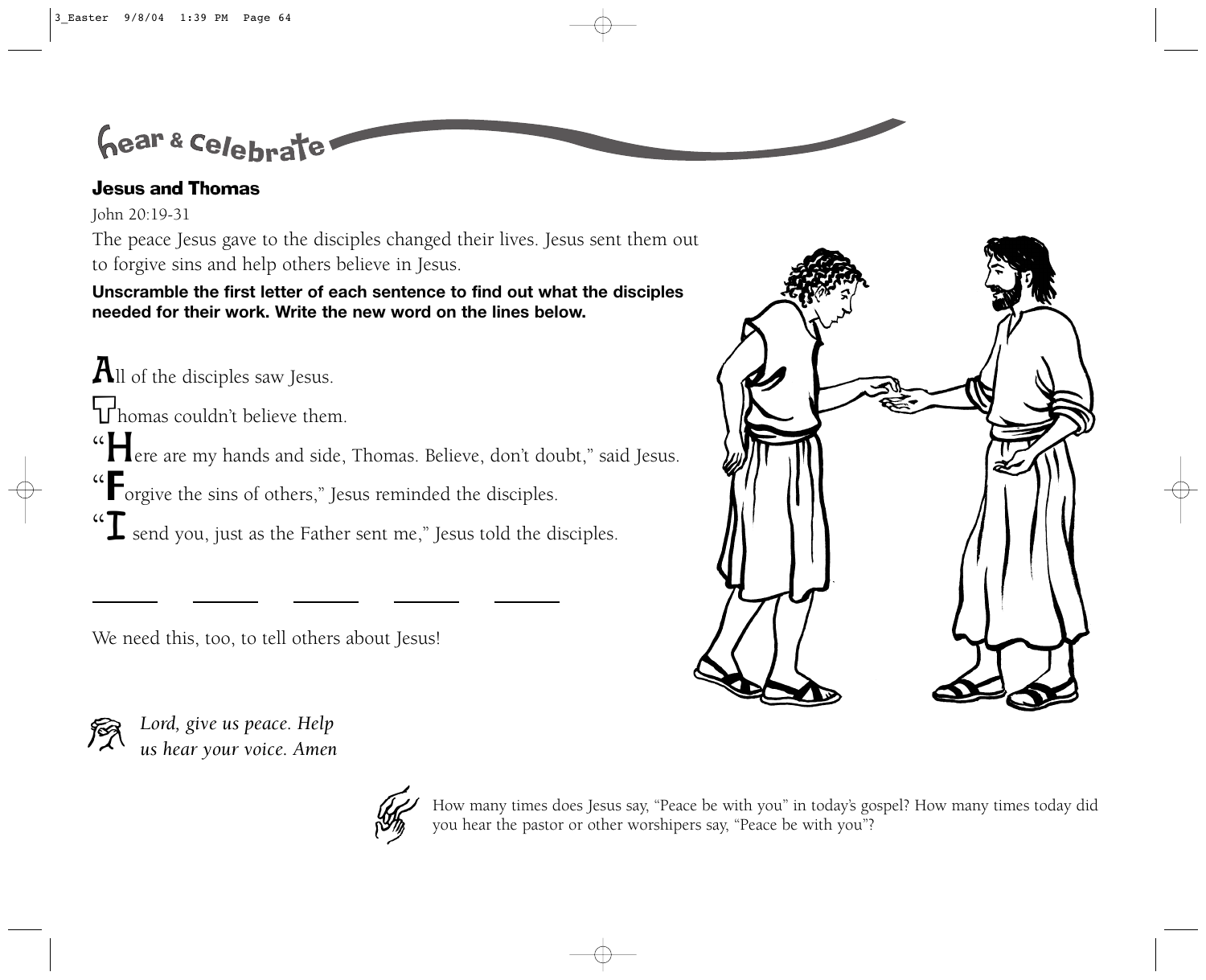## hear & celebrate

### Jesus and Thomas

John 20:19-31

The peace Jesus gave to the disciples changed their lives. Jesus sent them out to forgive sins and help others believe in Jesus.

**Unscramble the first letter of each sentence to find out what the disciples needed for their work. Write the new word on the lines below.**

**A**ll of the disciples saw Jesus.

**T**homas couldn't believe them.

"**H**ere are my hands and side, Thomas. Believe, don't doubt," said Jesus.

"**F**orgive the sins of others," Jesus reminded the disciples.

"**I** send you, just as the Father sent me," Jesus told the disciples.

_____ _____ _____ _____ _____

We need this, too, to tell others about Jesus!

*Lord, give us peace. Help us hear your voice. Amen*

How many times does Jesus say, "Peace be with you" in today's gospel? How many times today did you hear the pastor or other worshipers say, "Peace be with you"?